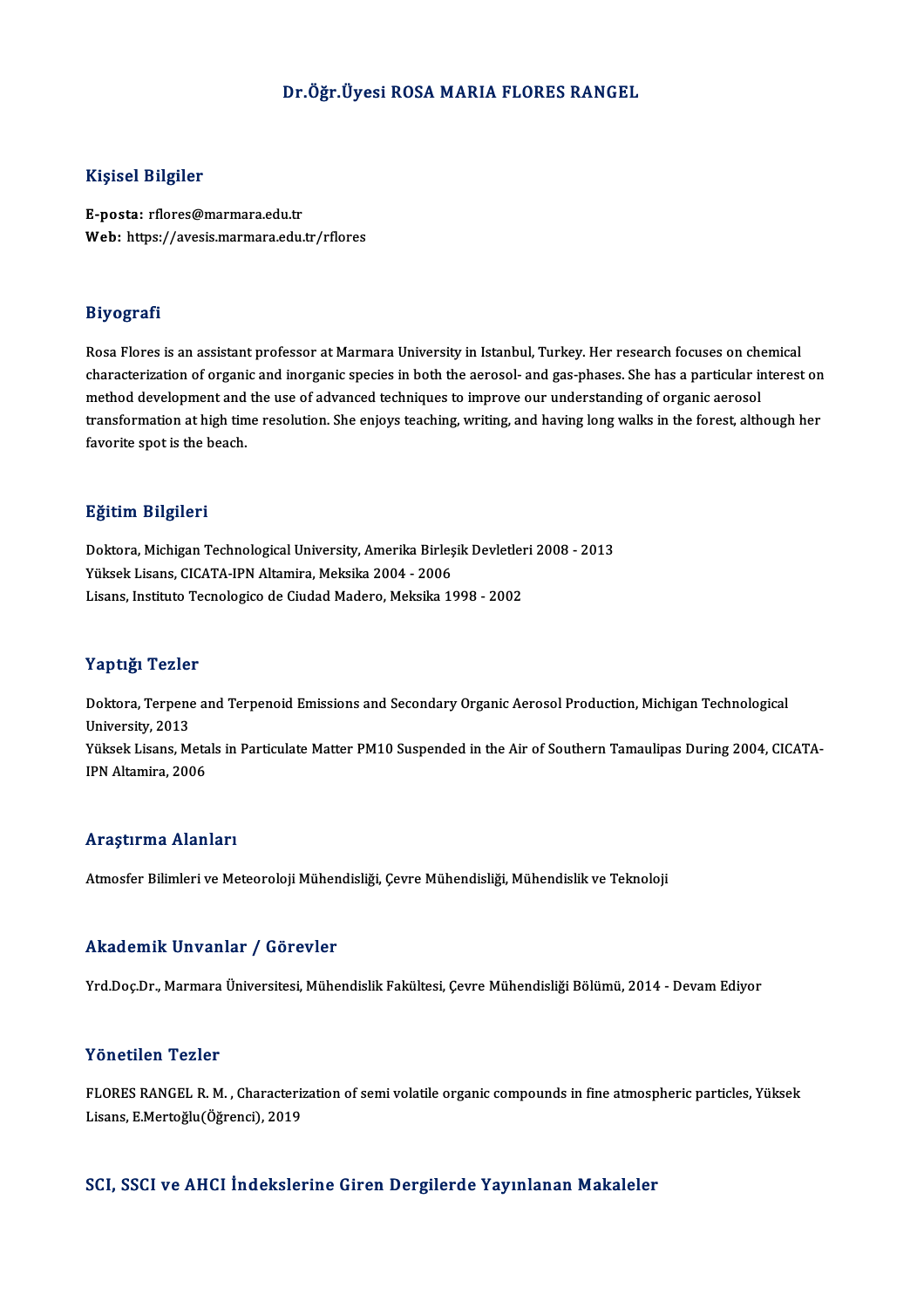# Dr.Öğr.Üyesi ROSA MARIA FLORES RANGEL

## Kişisel Bilgiler

**E-posta:** rflores@marmara.edu.tr
**Web:** https://avesis.marmara.edu.tr/rflores

## Biyografi

Rosa Flores is an assistant professor at Marmara University in Istanbul, Turkey. Her research focuses on chemical characterization of organic and inorganic species in both the aerosol- and gas-phases. She has a particular interest on method development and the use of advanced techniques to improve our understanding of organic aerosol transformation at high time resolution. She enjoys teaching, writing, and having long walks in the forest, although her favorite spot is the beach.

## Eğitim Bilgileri

Doktora, Michigan Technological University, Amerika Birleşik Devletleri 2008 - 2013
Yüksek Lisans, CICATA-IPN Altamira, Meksika 2004 - 2006
Lisans, Instituto Tecnologico de Ciudad Madero, Meksika 1998 - 2002

## Yaptığı Tezler

Doktora, Terpene and Terpenoid Emissions and Secondary Organic Aerosol Production, Michigan Technological University, 2013
Yüksek Lisans, Metals in Particulate Matter PM10 Suspended in the Air of Southern Tamaulipas During 2004, CICATA-IPN Altamira, 2006

## Araştırma Alanları

Atmosfer Bilimleri ve Meteoroloji Mühendisliği, Çevre Mühendisliği, Mühendislik ve Teknoloji

## Akademik Unvanlar / Görevler

Yrd.Doç.Dr., Marmara Üniversitesi, Mühendislik Fakültesi, Çevre Mühendisliği Bölümü, 2014 - Devam Ediyor

## Yönetilen Tezler

FLORES RANGEL R. M. , Characterization of semi volatile organic compounds in fine atmospheric particles, Yüksek Lisans, E.Mertoğlu(Öğrenci), 2019

## SCI, SSCI ve AHCI İndekslerine Giren Dergilerde Yayınlanan Makaleler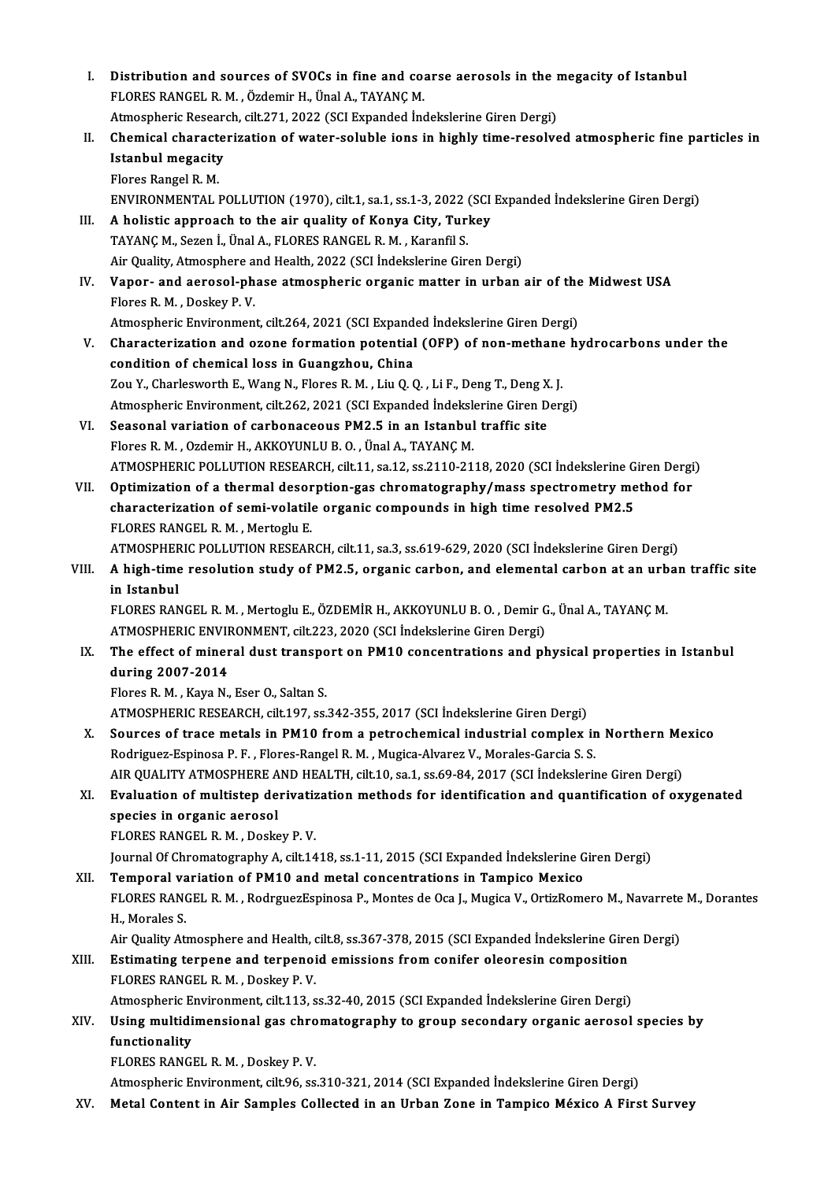I. **Distribution and sources of SVOCs in fine and coarse aerosols in the megacity of Istanbul**
FLORES RANGEL R. M. , Özdemir H., Ünal A., TAYANÇ M.
Atmospheric Research, cilt.271, 2022 (SCI Expanded İndekslerine Giren Dergi)

II. **Chemical characterization of water-soluble ions in highly time-resolved atmospheric fine particles in Istanbul megacity**
Flores Rangel R. M.
ENVIRONMENTAL POLLUTION (1970), cilt.1, sa.1, ss.1-3, 2022 (SCI Expanded İndekslerine Giren Dergi)

III. **A holistic approach to the air quality of Konya City, Turkey**
TAYANÇ M., Sezen İ., Ünal A., FLORES RANGEL R. M. , Karanfil S.
Air Quality, Atmosphere and Health, 2022 (SCI İndekslerine Giren Dergi)

IV. **Vapor- and aerosol-phase atmospheric organic matter in urban air of the Midwest USA**
Flores R. M. , Doskey P. V.
Atmospheric Environment, cilt.264, 2021 (SCI Expanded İndekslerine Giren Dergi)

V. **Characterization and ozone formation potential (OFP) of non-methane hydrocarbons under the condition of chemical loss in Guangzhou, China**
Zou Y., Charlesworth E., Wang N., Flores R. M. , Liu Q. Q. , Li F., Deng T., Deng X. J.
Atmospheric Environment, cilt.262, 2021 (SCI Expanded İndekslerine Giren Dergi)

VI. **Seasonal variation of carbonaceous PM2.5 in an Istanbul traffic site**
Flores R. M. , Ozdemir H., AKKOYUNLU B. O. , Ünal A., TAYANÇ M.
ATMOSPHERIC POLLUTION RESEARCH, cilt.11, sa.12, ss.2110-2118, 2020 (SCI İndekslerine Giren Dergi)

VII. **Optimization of a thermal desorption-gas chromatography/mass spectrometry method for characterization of semi-volatile organic compounds in high time resolved PM2.5**
FLORES RANGEL R. M. , Mertoglu E.
ATMOSPHERIC POLLUTION RESEARCH, cilt.11, sa.3, ss.619-629, 2020 (SCI İndekslerine Giren Dergi)

VIII. **A high-time resolution study of PM2.5, organic carbon, and elemental carbon at an urban traffic site in Istanbul**
FLORES RANGEL R. M. , Mertoglu E., ÖZDEMİR H., AKKOYUNLU B. O. , Demir G., Ünal A., TAYANÇ M.
ATMOSPHERIC ENVIRONMENT, cilt.223, 2020 (SCI İndekslerine Giren Dergi)

IX. **The effect of mineral dust transport on PM10 concentrations and physical properties in Istanbul during 2007-2014**
Flores R. M. , Kaya N., Eser O., Saltan S.
ATMOSPHERIC RESEARCH, cilt.197, ss.342-355, 2017 (SCI İndekslerine Giren Dergi)

X. **Sources of trace metals in PM10 from a petrochemical industrial complex in Northern Mexico**
Rodriguez-Espinosa P. F. , Flores-Rangel R. M. , Mugica-Alvarez V., Morales-Garcia S. S.
AIR QUALITY ATMOSPHERE AND HEALTH, cilt.10, sa.1, ss.69-84, 2017 (SCI İndekslerine Giren Dergi)

XI. **Evaluation of multistep derivatization methods for identification and quantification of oxygenated species in organic aerosol**
FLORES RANGEL R. M. , Doskey P. V.
Journal Of Chromatography A, cilt.1418, ss.1-11, 2015 (SCI Expanded İndekslerine Giren Dergi)

XII. **Temporal variation of PM10 and metal concentrations in Tampico Mexico**
FLORES RANGEL R. M. , RodrguezEspinosa P., Montes de Oca J., Mugica V., OrtizRomero M., Navarrete M., Dorantes H., Morales S.
Air Quality Atmosphere and Health, cilt.8, ss.367-378, 2015 (SCI Expanded İndekslerine Giren Dergi)

XIII. **Estimating terpene and terpenoid emissions from conifer oleoresin composition**
FLORES RANGEL R. M. , Doskey P. V.
Atmospheric Environment, cilt.113, ss.32-40, 2015 (SCI Expanded İndekslerine Giren Dergi)

XIV. **Using multidimensional gas chromatography to group secondary organic aerosol species by functionality**
FLORES RANGEL R. M. , Doskey P. V.
Atmospheric Environment, cilt.96, ss.310-321, 2014 (SCI Expanded İndekslerine Giren Dergi)

XV. **Metal Content in Air Samples Collected in an Urban Zone in Tampico México A First Survey**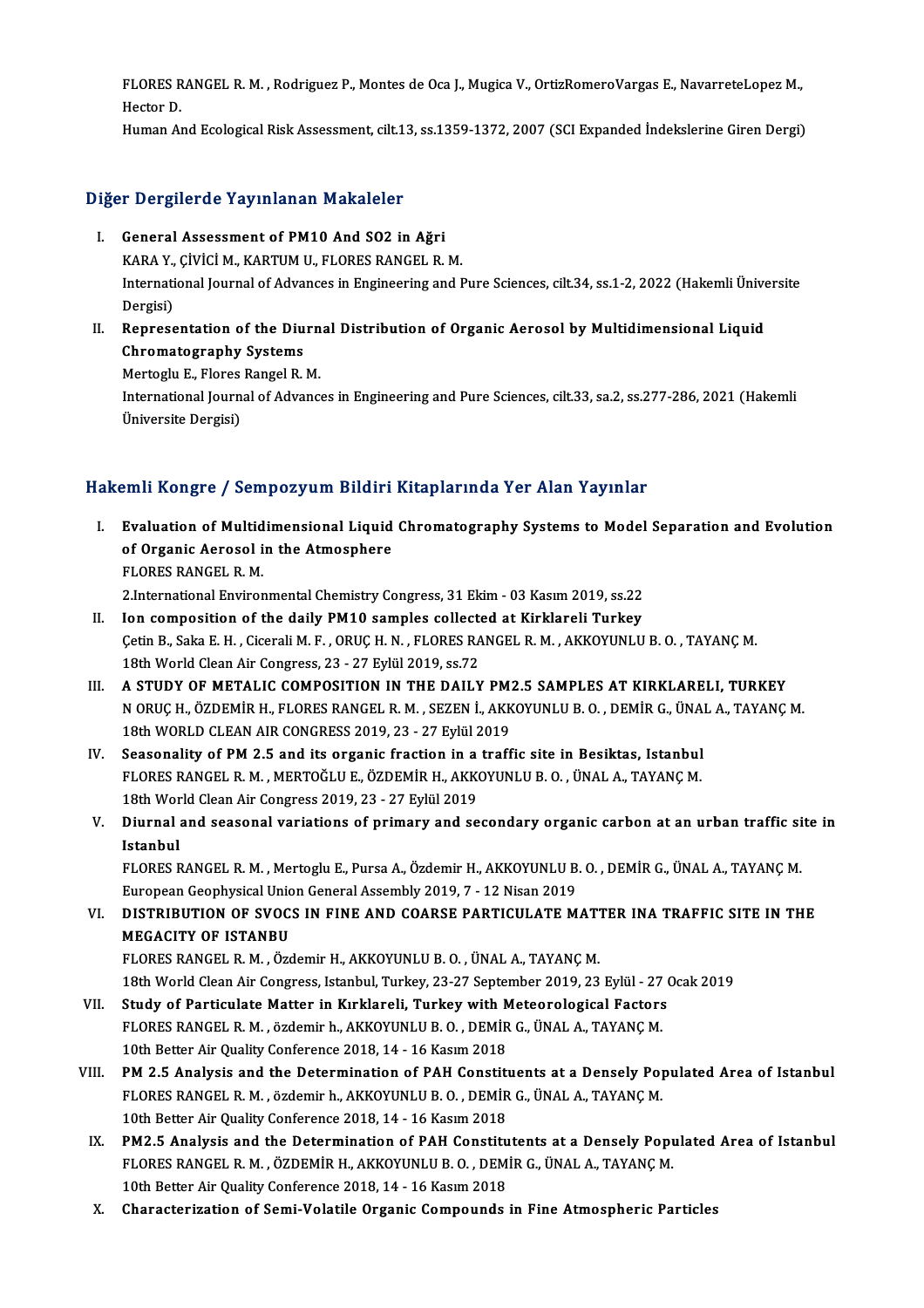FLORES RANGEL R. M. , Rodriguez P., Montes de Oca J., Mugica V., OrtizRomeroVargas E., NavarreteLopez M., Hector D.
Human And Ecological Risk Assessment, cilt.13, ss.1359-1372, 2007 (SCI Expanded İndekslerine Giren Dergi)

## Diğer Dergilerde Yayınlanan Makaleler

I. **General Assessment of PM10 And SO2 in Ağri**
   KARA Y., ÇİVİCİ M., KARTUM U., FLORES RANGEL R. M.
   International Journal of Advances in Engineering and Pure Sciences, cilt.34, ss.1-2, 2022 (Hakemli Üniversite Dergisi)
II. **Representation of the Diurnal Distribution of Organic Aerosol by Multidimensional Liquid Chromatography Systems**
   Mertoglu E., Flores Rangel R. M.
   International Journal of Advances in Engineering and Pure Sciences, cilt.33, sa.2, ss.277-286, 2021 (Hakemli Üniversite Dergisi)

## Hakemli Kongre / Sempozyum Bildiri Kitaplarında Yer Alan Yayınlar

I. **Evaluation of Multidimensional Liquid Chromatography Systems to Model Separation and Evolution of Organic Aerosol in the Atmosphere**
   FLORES RANGEL R. M.
   2.International Environmental Chemistry Congress, 31 Ekim - 03 Kasım 2019, ss.22
II. **Ion composition of the daily PM10 samples collected at Kirklareli Turkey**
   Çetin B., Saka E. H. , Cicerali M. F. , ORUÇ H. N. , FLORES RANGEL R. M. , AKKOYUNLU B. O. , TAYANÇ M.
   18th World Clean Air Congress, 23 - 27 Eylül 2019, ss.72
III. **A STUDY OF METALIC COMPOSITION IN THE DAILY PM2.5 SAMPLES AT KIRKLARELI, TURKEY**
   N ORUÇ H., ÖZDEMİR H., FLORES RANGEL R. M. , SEZEN İ., AKKOYUNLU B. O. , DEMİR G., ÜNAL A., TAYANÇ M.
   18th WORLD CLEAN AIR CONGRESS 2019, 23 - 27 Eylül 2019
IV. **Seasonality of PM 2.5 and its organic fraction in a traffic site in Besiktas, Istanbul**
   FLORES RANGEL R. M. , MERTOĞLU E., ÖZDEMİR H., AKKOYUNLU B. O. , ÜNAL A., TAYANÇ M.
   18th World Clean Air Congress 2019, 23 - 27 Eylül 2019
V. **Diurnal and seasonal variations of primary and secondary organic carbon at an urban traffic site in Istanbul**
   FLORES RANGEL R. M. , Mertoglu E., Pursa A., Özdemir H., AKKOYUNLU B. O. , DEMİR G., ÜNAL A., TAYANÇ M.
   European Geophysical Union General Assembly 2019, 7 - 12 Nisan 2019
VI. **DISTRIBUTION OF SVOCS IN FINE AND COARSE PARTICULATE MATTER INA TRAFFIC SITE IN THE MEGACITY OF ISTANBU**
   FLORES RANGEL R. M. , Özdemir H., AKKOYUNLU B. O. , ÜNAL A., TAYANÇ M.
   18th World Clean Air Congress, Istanbul, Turkey, 23-27 September 2019, 23 Eylül - 27 Ocak 2019
VII. **Study of Particulate Matter in Kırklareli, Turkey with Meteorological Factors**
   FLORES RANGEL R. M. , özdemir h., AKKOYUNLU B. O. , DEMİR G., ÜNAL A., TAYANÇ M.
   10th Better Air Quality Conference 2018, 14 - 16 Kasım 2018
VIII. **PM 2.5 Analysis and the Determination of PAH Constituents at a Densely Populated Area of Istanbul**
   FLORES RANGEL R. M. , özdemir h., AKKOYUNLU B. O. , DEMİR G., ÜNAL A., TAYANÇ M.
   10th Better Air Quality Conference 2018, 14 - 16 Kasım 2018
IX. **PM2.5 Analysis and the Determination of PAH Constitutents at a Densely Populated Area of Istanbul**
   FLORES RANGEL R. M. , ÖZDEMİR H., AKKOYUNLU B. O. , DEMİR G., ÜNAL A., TAYANÇ M.
   10th Better Air Quality Conference 2018, 14 - 16 Kasım 2018
X. **Characterization of Semi-Volatile Organic Compounds in Fine Atmospheric Particles**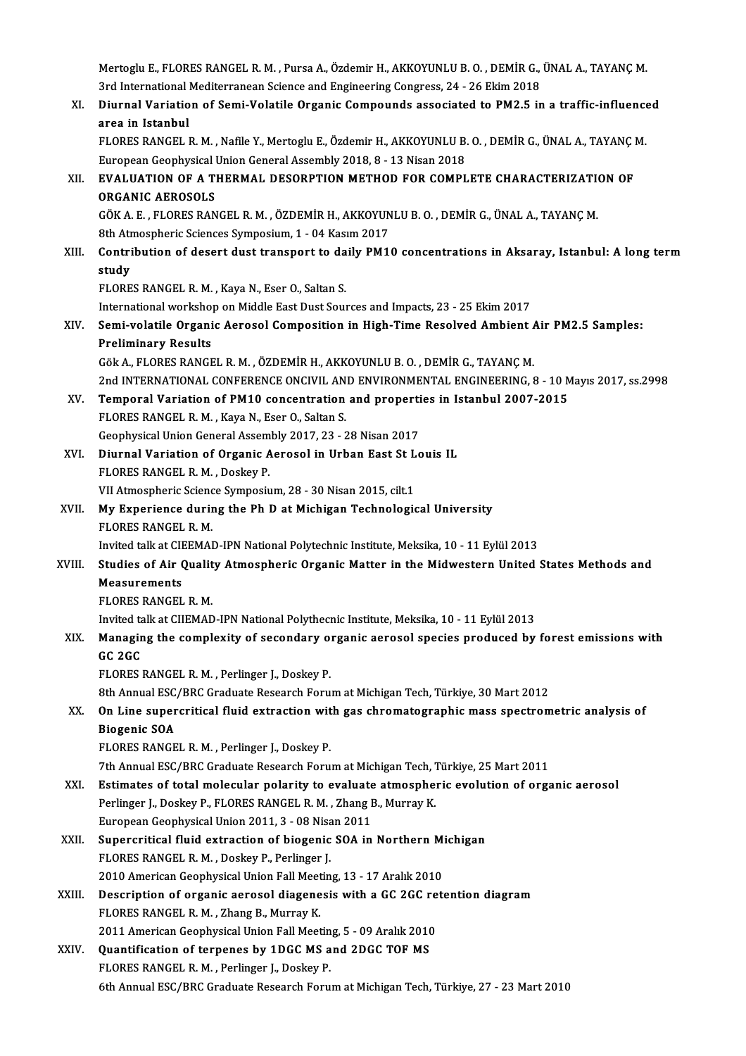Mertoglu E., FLORES RANGEL R. M. , Pursa A., Özdemir H., AKKOYUNLU B. O. , DEMİR G., ÜNAL A., TAYANÇ M.
3rd International Mediterranean Science and Engineering Congress, 24 - 26 Ekim 2018

XI. **Diurnal Variation of Semi-Volatile Organic Compounds associated to PM2.5 in a traffic-influenced area in Istanbul**
FLORES RANGEL R. M. , Nafile Y., Mertoglu E., Özdemir H., AKKOYUNLU B. O. , DEMİR G., ÜNAL A., TAYANÇ M.
European Geophysical Union General Assembly 2018, 8 - 13 Nisan 2018

XII. **EVALUATION OF A THERMAL DESORPTION METHOD FOR COMPLETE CHARACTERIZATION OF ORGANIC AEROSOLS**
GÖK A. E. , FLORES RANGEL R. M. , ÖZDEMİR H., AKKOYUNLU B. O. , DEMİR G., ÜNAL A., TAYANÇ M.
8th Atmospheric Sciences Symposium, 1 - 04 Kasım 2017

XIII. **Contribution of desert dust transport to daily PM10 concentrations in Aksaray, Istanbul: A long term study**
FLORES RANGEL R. M. , Kaya N., Eser O., Saltan S.
International workshop on Middle East Dust Sources and Impacts, 23 - 25 Ekim 2017

XIV. **Semi-volatile Organic Aerosol Composition in High-Time Resolved Ambient Air PM2.5 Samples: Preliminary Results**
Gök A., FLORES RANGEL R. M. , ÖZDEMİR H., AKKOYUNLU B. O. , DEMİR G., TAYANÇ M.
2nd INTERNATIONAL CONFERENCE ONCIVIL AND ENVIRONMENTAL ENGINEERING, 8 - 10 Mayıs 2017, ss.2998

XV. **Temporal Variation of PM10 concentration and properties in Istanbul 2007-2015**
FLORES RANGEL R. M. , Kaya N., Eser O., Saltan S.
Geophysical Union General Assembly 2017, 23 - 28 Nisan 2017

XVI. **Diurnal Variation of Organic Aerosol in Urban East St Louis IL**
FLORES RANGEL R. M. , Doskey P.
VII Atmospheric Science Symposium, 28 - 30 Nisan 2015, cilt.1

XVII. **My Experience during the Ph D at Michigan Technological University**
FLORES RANGEL R. M.
Invited talk at CIEEMAD-IPN National Polytechnic Institute, Meksika, 10 - 11 Eylül 2013

XVIII. **Studies of Air Quality Atmospheric Organic Matter in the Midwestern United States Methods and Measurements**
FLORES RANGEL R. M.
Invited talk at CIIEMAD-IPN National Polythecnic Institute, Meksika, 10 - 11 Eylül 2013

XIX. **Managing the complexity of secondary organic aerosol species produced by forest emissions with GC 2GC**
FLORES RANGEL R. M. , Perlinger J., Doskey P.
8th Annual ESC/BRC Graduate Research Forum at Michigan Tech, Türkiye, 30 Mart 2012

XX. **On Line supercritical fluid extraction with gas chromatographic mass spectrometric analysis of Biogenic SOA**
FLORES RANGEL R. M. , Perlinger J., Doskey P.
7th Annual ESC/BRC Graduate Research Forum at Michigan Tech, Türkiye, 25 Mart 2011

XXI. **Estimates of total molecular polarity to evaluate atmospheric evolution of organic aerosol**
Perlinger J., Doskey P., FLORES RANGEL R. M. , Zhang B., Murray K.
European Geophysical Union 2011, 3 - 08 Nisan 2011

XXII. **Supercritical fluid extraction of biogenic SOA in Northern Michigan**
FLORES RANGEL R. M. , Doskey P., Perlinger J.
2010 American Geophysical Union Fall Meeting, 13 - 17 Aralık 2010

XXIII. **Description of organic aerosol diagenesis with a GC 2GC retention diagram**
FLORES RANGEL R. M. , Zhang B., Murray K.
2011 American Geophysical Union Fall Meeting, 5 - 09 Aralık 2010

XXIV. **Quantification of terpenes by 1DGC MS and 2DGC TOF MS**
FLORES RANGEL R. M. , Perlinger J., Doskey P.
6th Annual ESC/BRC Graduate Research Forum at Michigan Tech, Türkiye, 27 - 23 Mart 2010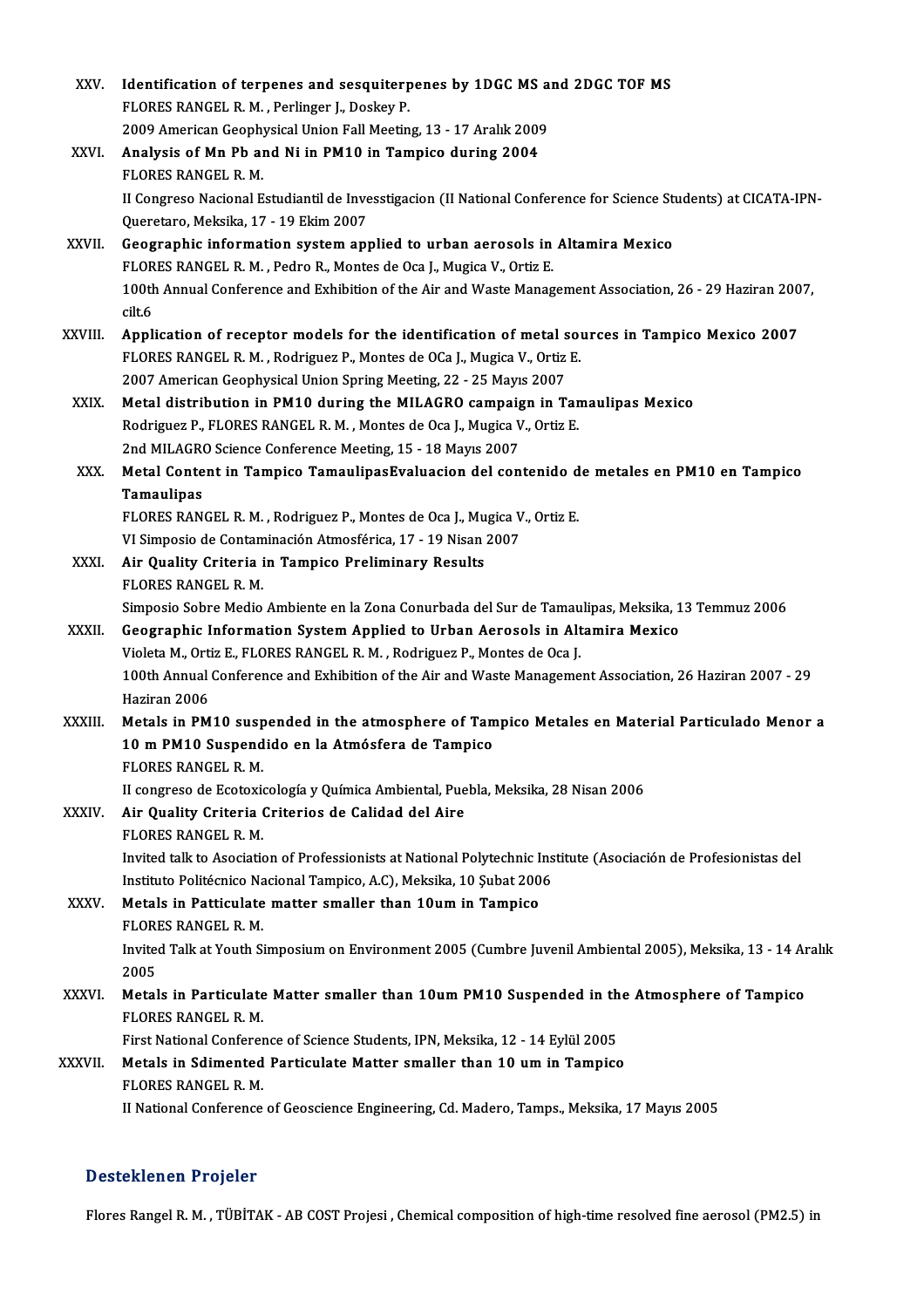XXV. **Identification of terpenes and sesquiterpenes by 1DGC MS and 2DGC TOF MS**
FLORES RANGEL R. M. , Perlinger J., Doskey P.
2009 American Geophysical Union Fall Meeting, 13 - 17 Aralık 2009

XXVI. **Analysis of Mn Pb and Ni in PM10 in Tampico during 2004**
FLORES RANGEL R. M.
II Congreso Nacional Estudiantil de Invesstigacion (II National Conference for Science Students) at CICATA-IPN-Queretaro, Meksika, 17 - 19 Ekim 2007

XXVII. **Geographic information system applied to urban aerosols in Altamira Mexico**
FLORES RANGEL R. M. , Pedro R., Montes de Oca J., Mugica V., Ortiz E.
100th Annual Conference and Exhibition of the Air and Waste Management Association, 26 - 29 Haziran 2007, cilt.6

XXVIII. **Application of receptor models for the identification of metal sources in Tampico Mexico 2007**
FLORES RANGEL R. M. , Rodriguez P., Montes de OCa J., Mugica V., Ortiz E.
2007 American Geophysical Union Spring Meeting, 22 - 25 Mayıs 2007

XXIX. **Metal distribution in PM10 during the MILAGRO campaign in Tamaulipas Mexico**
Rodriguez P., FLORES RANGEL R. M. , Montes de Oca J., Mugica V., Ortiz E.
2nd MILAGRO Science Conference Meeting, 15 - 18 Mayıs 2007

XXX. **Metal Content in Tampico TamaulipasEvaluacion del contenido de metales en PM10 en Tampico Tamaulipas**
FLORES RANGEL R. M. , Rodriguez P., Montes de Oca J., Mugica V., Ortiz E.
VI Simposio de Contaminación Atmosférica, 17 - 19 Nisan 2007

XXXI. **Air Quality Criteria in Tampico Preliminary Results**
FLORES RANGEL R. M.
Simposio Sobre Medio Ambiente en la Zona Conurbada del Sur de Tamaulipas, Meksika, 13 Temmuz 2006

XXXII. **Geographic Information System Applied to Urban Aerosols in Altamira Mexico**
Violeta M., Ortiz E., FLORES RANGEL R. M. , Rodriguez P., Montes de Oca J.
100th Annual Conference and Exhibition of the Air and Waste Management Association, 26 Haziran 2007 - 29 Haziran 2006

XXXIII. **Metals in PM10 suspended in the atmosphere of Tampico Metales en Material Particulado Menor a 10 m PM10 Suspendido en la Atmósfera de Tampico**
FLORES RANGEL R. M.
II congreso de Ecotoxicología y Química Ambiental, Puebla, Meksika, 28 Nisan 2006

XXXIV. **Air Quality Criteria Criterios de Calidad del Aire**
FLORES RANGEL R. M.
Invited talk to Association of Professionists at National Polytechnic Institute (Asociación de Profesionistas del Instituto Politécnico Nacional Tampico, A.C), Meksika, 10 Şubat 2006

XXXV. **Metals in Patticulate matter smaller than 10um in Tampico**
FLORES RANGEL R. M.
Invited Talk at Youth Simposium on Environment 2005 (Cumbre Juvenil Ambiental 2005), Meksika, 13 - 14 Aralık 2005

XXXVI. **Metals in Particulate Matter smaller than 10um PM10 Suspended in the Atmosphere of Tampico**
FLORES RANGEL R. M.
First National Conference of Science Students, IPN, Meksika, 12 - 14 Eylül 2005

XXXVII. **Metals in Sdimented Particulate Matter smaller than 10 um in Tampico**
FLORES RANGEL R. M.
II National Conference of Geoscience Engineering, Cd. Madero, Tamps., Meksika, 17 Mayıs 2005

## Desteklenen Projeler

Flores Rangel R. M. , TÜBİTAK - AB COST Projesi , Chemical composition of high-time resolved fine aerosol (PM2.5) in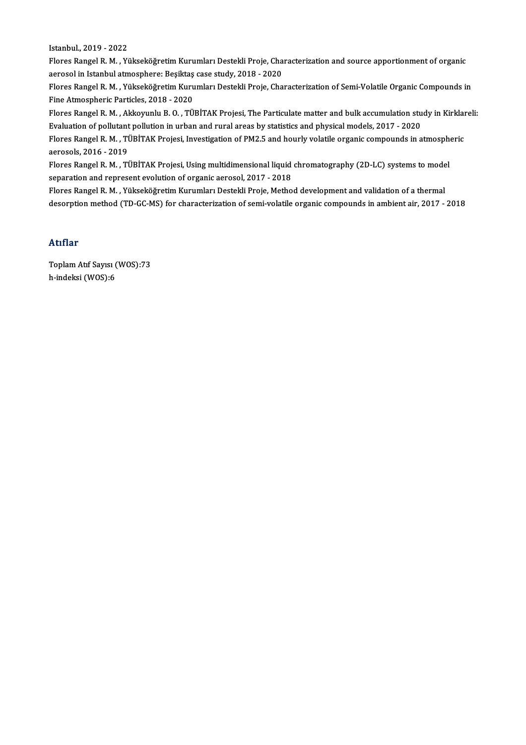Istanbul., 2019 - 2022

Flores Rangel R. M. , Yükseköğretim Kurumları Destekli Proje, Characterization and source apportionment of organic aerosol in Istanbul atmosphere: Beşiktaş case study, 2018 - 2020

Flores Rangel R. M. , Yükseköğretim Kurumları Destekli Proje, Characterization of Semi-Volatile Organic Compounds in Fine Atmospheric Particles, 2018 - 2020

Flores Rangel R. M. , Akkoyunlu B. O. , TÜBİTAK Projesi, The Particulate matter and bulk accumulation study in Kirklareli: Evaluation of pollutant pollution in urban and rural areas by statistics and physical models, 2017 - 2020

Flores Rangel R. M. , TÜBİTAK Projesi, Investigation of PM2.5 and hourly volatile organic compounds in atmospheric aerosols, 2016 - 2019

Flores Rangel R. M. , TÜBİTAK Projesi, Using multidimensional liquid chromatography (2D-LC) systems to model separation and represent evolution of organic aerosol, 2017 - 2018

Flores Rangel R. M. , Yükseköğretim Kurumları Destekli Proje, Method development and validation of a thermal desorption method (TD-GC-MS) for characterization of semi-volatile organic compounds in ambient air, 2017 - 2018

## Atıflar

Toplam Atıf Sayısı (WOS):73

h-indeksi (WOS):6